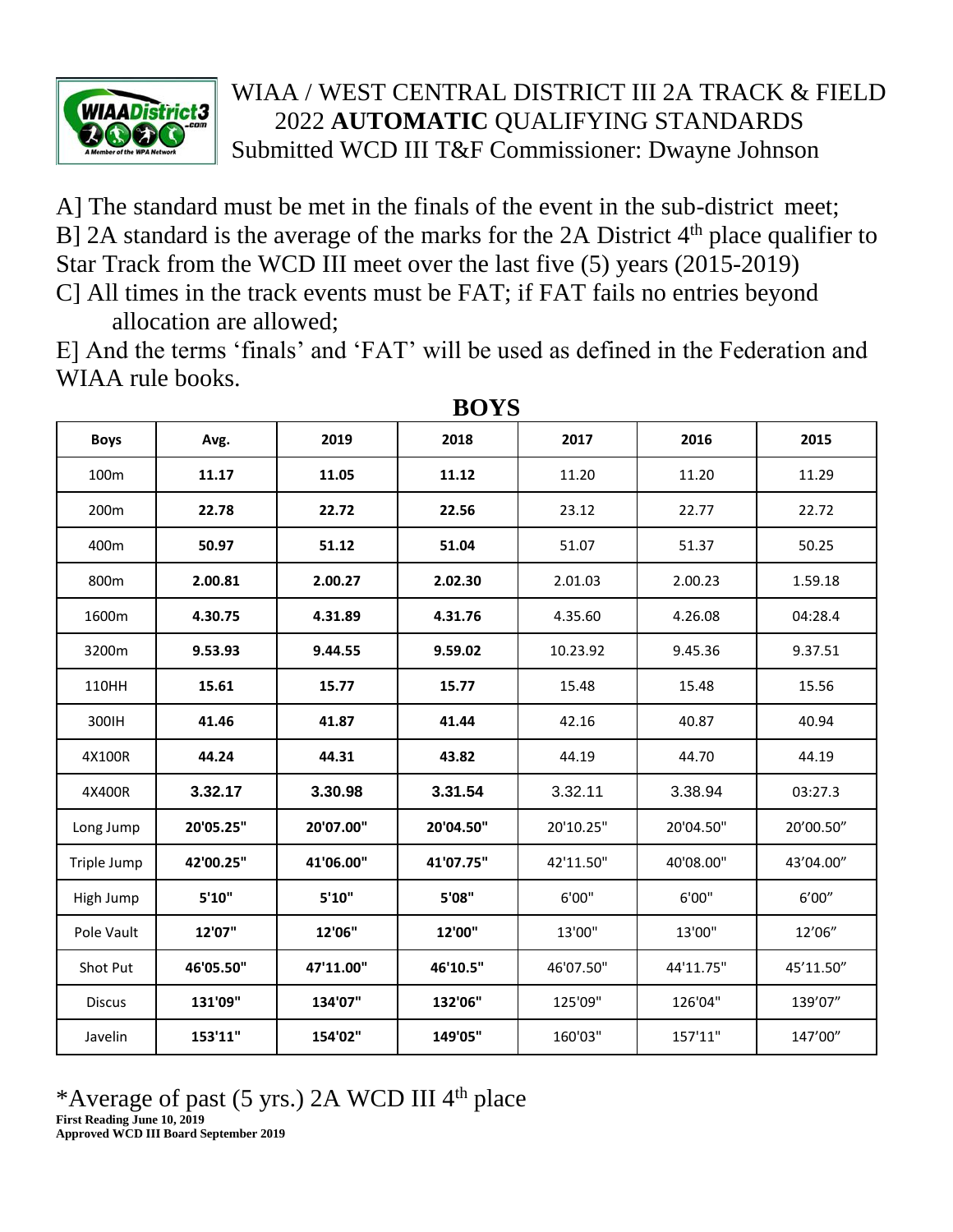# WIAA / WEST CENTRAL DISTRICT III 2A TRACK & FIELD

## 2022 **AUTOMATIC** QUALIFYING STANDARDS

Submitted WCD III T&F Commissioner: Dwayne Johnson

A] The standard must be met in the finals of the event in the sub-district meet;
B] 2A standard is the average of the marks for the 2A District 4th place qualifier to Star Track from the WCD III meet over the last five (5) years (2015-2019)
C] All times in the track events must be FAT; if FAT fails no entries beyond allocation are allowed;
E] And the terms 'finals' and 'FAT' will be used as defined in the Federation and WIAA rule books.

## BOYS

| Boys | Avg. | 2019 | 2018 | 2017 | 2016 | 2015 |
|---|---|---|---|---|---|---|
| 100m | **11.17** | **11.05** | **11.12** | 11.20 | 11.20 | 11.29 |
| 200m | **22.78** | **22.72** | **22.56** | 23.12 | 22.77 | 22.72 |
| 400m | **50.97** | **51.12** | **51.04** | 51.07 | 51.37 | 50.25 |
| 800m | **2.00.81** | **2.00.27** | **2.02.30** | 2.01.03 | 2.00.23 | 1.59.18 |
| 1600m | **4.30.75** | **4.31.89** | **4.31.76** | 4.35.60 | 4.26.08 | 04:28.4 |
| 3200m | **9.53.93** | **9.44.55** | **9.59.02** | 10.23.92 | 9.45.36 | 9.37.51 |
| 110HH | **15.61** | **15.77** | **15.77** | 15.48 | 15.48 | 15.56 |
| 300IH | **41.46** | **41.87** | **41.44** | 42.16 | 40.87 | 40.94 |
| 4X100R | **44.24** | **44.31** | **43.82** | 44.19 | 44.70 | 44.19 |
| 4X400R | **3.32.17** | **3.30.98** | **3.31.54** | 3.32.11 | 3.38.94 | 03:27.3 |
| Long Jump | **20'05.25"** | **20'07.00"** | **20'04.50"** | 20'10.25" | 20'04.50" | 20'00.50" |
| Triple Jump | **42'00.25"** | **41'06.00"** | **41'07.75"** | 42'11.50" | 40'08.00" | 43'04.00" |
| High Jump | **5'10"** | **5'10"** | **5'08"** | 6'00" | 6'00" | 6'00" |
| Pole Vault | **12'07"** | **12'06"** | **12'00"** | 13'00" | 13'00" | 12'06" |
| Shot Put | **46'05.50"** | **47'11.00"** | **46'10.5"** | 46'07.50" | 44'11.75" | 45'11.50" |
| Discus | **131'09"** | **134'07"** | **132'06"** | 125'09" | 126'04" | 139'07" |
| Javelin | **153'11"** | **154'02"** | **149'05"** | 160'03" | 157'11" | 147'00" |

*Average of past (5 yrs.) 2A WCD III 4th place

**First Reading June 10, 2019**
**Approved WCD III Board September 2019**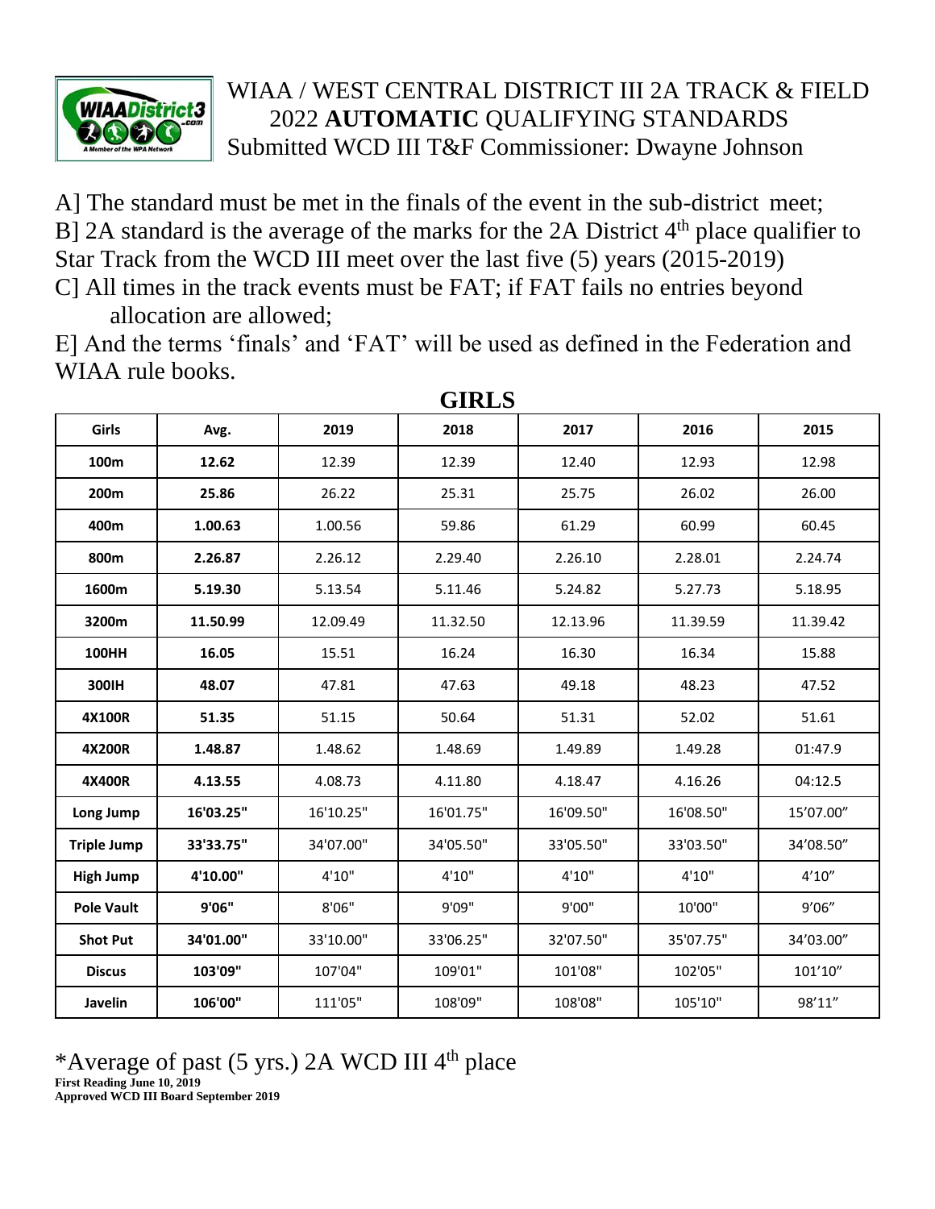# WIAA / WEST CENTRAL DISTRICT III 2A TRACK & FIELD 2022 **AUTOMATIC** QUALIFYING STANDARDS

Submitted WCD III T&F Commissioner: Dwayne Johnson

A] The standard must be met in the finals of the event in the sub-district meet;
B] 2A standard is the average of the marks for the 2A District 4th place qualifier to Star Track from the WCD III meet over the last five (5) years (2015-2019)
C] All times in the track events must be FAT; if FAT fails no entries beyond allocation are allowed;
E] And the terms 'finals' and 'FAT' will be used as defined in the Federation and WIAA rule books.

## GIRLS

| Girls | Avg. | 2019 | 2018 | 2017 | 2016 | 2015 |
|---|---|---|---|---|---|---|
| **100m** | **12.62** | 12.39 | 12.39 | 12.40 | 12.93 | 12.98 |
| **200m** | **25.86** | 26.22 | 25.31 | 25.75 | 26.02 | 26.00 |
| **400m** | **1.00.63** | 1.00.56 | 59.86 | 61.29 | 60.99 | 60.45 |
| **800m** | **2.26.87** | 2.26.12 | 2.29.40 | 2.26.10 | 2.28.01 | 2.24.74 |
| **1600m** | **5.19.30** | 5.13.54 | 5.11.46 | 5.24.82 | 5.27.73 | 5.18.95 |
| **3200m** | **11.50.99** | 12.09.49 | 11.32.50 | 12.13.96 | 11.39.59 | 11.39.42 |
| **100HH** | **16.05** | 15.51 | 16.24 | 16.30 | 16.34 | 15.88 |
| **300IH** | **48.07** | 47.81 | 47.63 | 49.18 | 48.23 | 47.52 |
| **4X100R** | **51.35** | 51.15 | 50.64 | 51.31 | 52.02 | 51.61 |
| **4X200R** | **1.48.87** | 1.48.62 | 1.48.69 | 1.49.89 | 1.49.28 | 01:47.9 |
| **4X400R** | **4.13.55** | 4.08.73 | 4.11.80 | 4.18.47 | 4.16.26 | 04:12.5 |
| **Long Jump** | **16'03.25"** | 16'10.25" | 16'01.75" | 16'09.50" | 16'08.50" | 15'07.00" |
| **Triple Jump** | **33'33.75"** | 34'07.00" | 34'05.50" | 33'05.50" | 33'03.50" | 34'08.50" |
| **High Jump** | **4'10.00"** | 4'10" | 4'10" | 4'10" | 4'10" | 4'10" |
| **Pole Vault** | **9'06"** | 8'06" | 9'09" | 9'00" | 10'00" | 9'06" |
| **Shot Put** | **34'01.00"** | 33'10.00" | 33'06.25" | 32'07.50" | 35'07.75" | 34'03.00" |
| **Discus** | **103'09"** | 107'04" | 109'01" | 101'08" | 102'05" | 101'10" |
| **Javelin** | **106'00"** | 111'05" | 108'09" | 108'08" | 105'10" | 98'11" |

*Average of past (5 yrs.) 2A WCD III 4th place

**First Reading June 10, 2019**
**Approved WCD III Board September 2019**